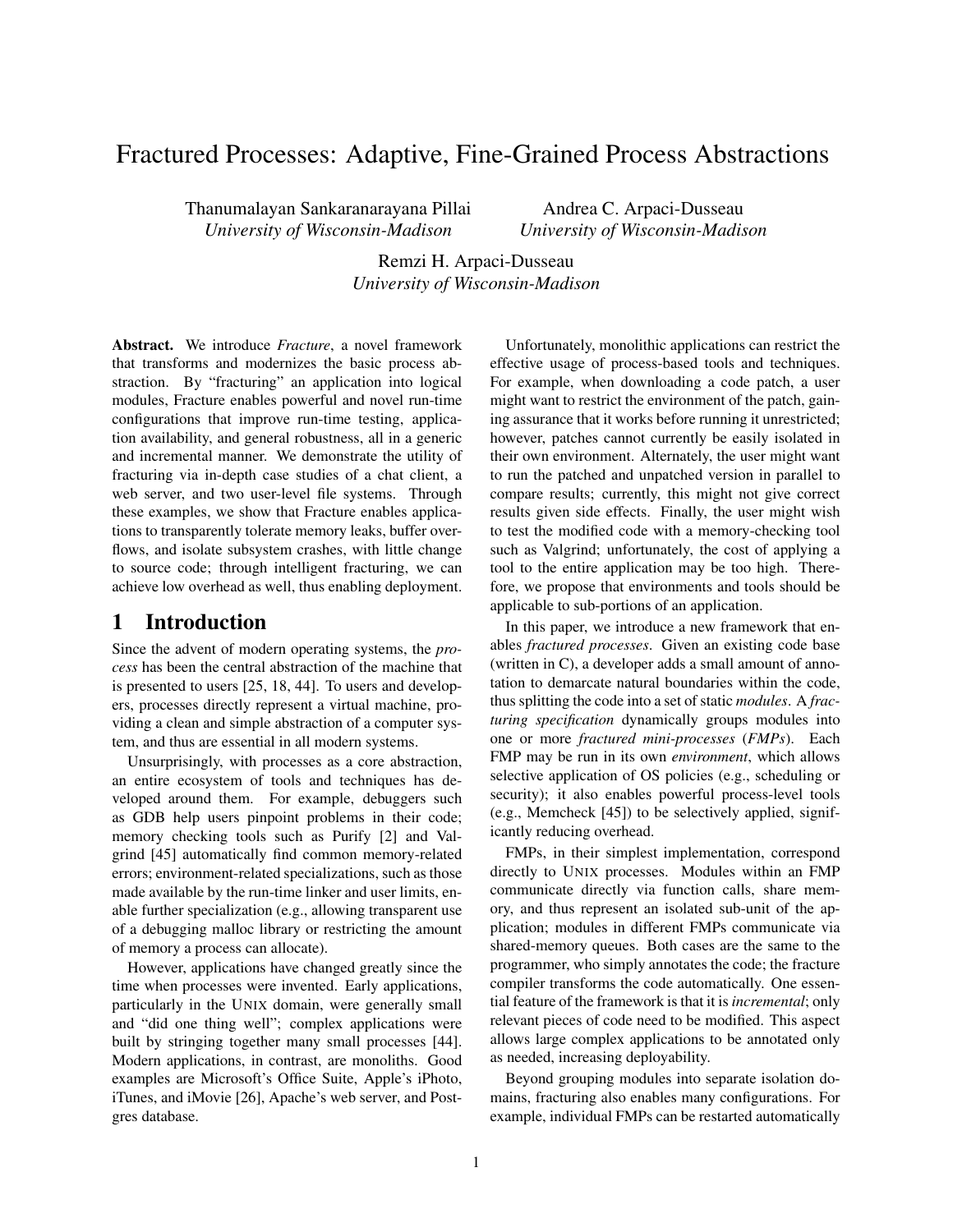# Fractured Processes: Adaptive, Fine-Grained Process Abstractions

Thanumalayan Sankaranarayana Pillai
*University of Wisconsin-Madison*

Andrea C. Arpaci-Dusseau
*University of Wisconsin-Madison*

Remzi H. Arpaci-Dusseau
*University of Wisconsin-Madison*

**Abstract.** We introduce *Fracture*, a novel framework that transforms and modernizes the basic process abstraction. By "fracturing" an application into logical modules, Fracture enables powerful and novel run-time configurations that improve run-time testing, application availability, and general robustness, all in a generic and incremental manner. We demonstrate the utility of fracturing via in-depth case studies of a chat client, a web server, and two user-level file systems. Through these examples, we show that Fracture enables applications to transparently tolerate memory leaks, buffer overflows, and isolate subsystem crashes, with little change to source code; through intelligent fracturing, we can achieve low overhead as well, thus enabling deployment.

## 1 Introduction

Since the advent of modern operating systems, the *process* has been the central abstraction of the machine that is presented to users [25, 18, 44]. To users and developers, processes directly represent a virtual machine, providing a clean and simple abstraction of a computer system, and thus are essential in all modern systems.

Unsurprisingly, with processes as a core abstraction, an entire ecosystem of tools and techniques has developed around them. For example, debuggers such as GDB help users pinpoint problems in their code; memory checking tools such as Purify [2] and Valgrind [45] automatically find common memory-related errors; environment-related specializations, such as those made available by the run-time linker and user limits, enable further specialization (e.g., allowing transparent use of a debugging malloc library or restricting the amount of memory a process can allocate).

However, applications have changed greatly since the time when processes were invented. Early applications, particularly in the UNIX domain, were generally small and "did one thing well"; complex applications were built by stringing together many small processes [44]. Modern applications, in contrast, are monoliths. Good examples are Microsoft's Office Suite, Apple's iPhoto, iTunes, and iMovie [26], Apache's web server, and Postgres database.

Unfortunately, monolithic applications can restrict the effective usage of process-based tools and techniques. For example, when downloading a code patch, a user might want to restrict the environment of the patch, gaining assurance that it works before running it unrestricted; however, patches cannot currently be easily isolated in their own environment. Alternately, the user might want to run the patched and unpatched version in parallel to compare results; currently, this might not give correct results given side effects. Finally, the user might wish to test the modified code with a memory-checking tool such as Valgrind; unfortunately, the cost of applying a tool to the entire application may be too high. Therefore, we propose that environments and tools should be applicable to sub-portions of an application.

In this paper, we introduce a new framework that enables *fractured processes*. Given an existing code base (written in C), a developer adds a small amount of annotation to demarcate natural boundaries within the code, thus splitting the code into a set of static *modules*. A *fracturing specification* dynamically groups modules into one or more *fractured mini-processes* (*FMPs*). Each FMP may be run in its own *environment*, which allows selective application of OS policies (e.g., scheduling or security); it also enables powerful process-level tools (e.g., Memcheck [45]) to be selectively applied, significantly reducing overhead.

FMPs, in their simplest implementation, correspond directly to UNIX processes. Modules within an FMP communicate directly via function calls, share memory, and thus represent an isolated sub-unit of the application; modules in different FMPs communicate via shared-memory queues. Both cases are the same to the programmer, who simply annotates the code; the fracture compiler transforms the code automatically. One essential feature of the framework is that it is *incremental*; only relevant pieces of code need to be modified. This aspect allows large complex applications to be annotated only as needed, increasing deployability.

Beyond grouping modules into separate isolation domains, fracturing also enables many configurations. For example, individual FMPs can be restarted automatically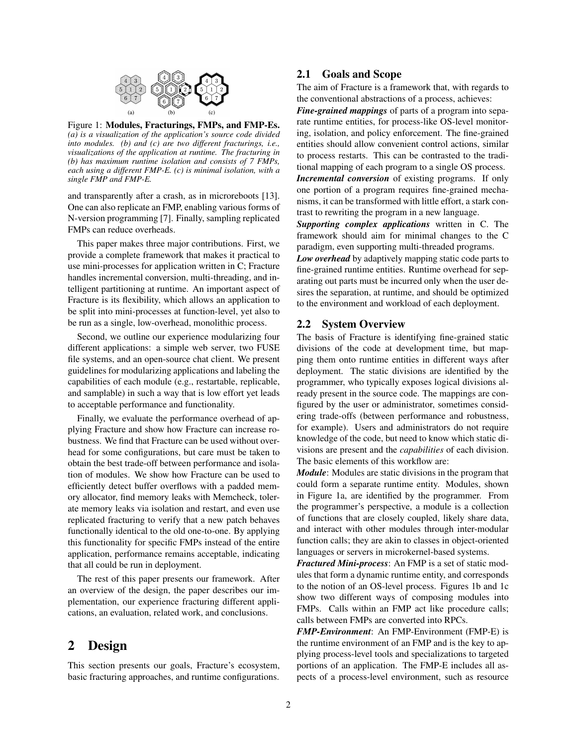Figure 1: **Modules, Fracturings, FMPs, and FMP-Es.** *(a) is a visualization of the application's source code divided into modules. (b) and (c) are two different fracturings, i.e., visualizations of the application at runtime. The fracturing in (b) has maximum runtime isolation and consists of 7 FMPs, each using a different FMP-E. (c) is minimal isolation, with a single FMP and FMP-E.*

and transparently after a crash, as in microreboots [13]. One can also replicate an FMP, enabling various forms of N-version programming [7]. Finally, sampling replicated FMPs can reduce overheads.

This paper makes three major contributions. First, we provide a complete framework that makes it practical to use mini-processes for application written in C; Fracture handles incremental conversion, multi-threading, and intelligent partitioning at runtime. An important aspect of Fracture is its flexibility, which allows an application to be split into mini-processes at function-level, yet also to be run as a single, low-overhead, monolithic process.

Second, we outline our experience modularizing four different applications: a simple web server, two FUSE file systems, and an open-source chat client. We present guidelines for modularizing applications and labeling the capabilities of each module (e.g., restartable, replicable, and samplable) in such a way that is low effort yet leads to acceptable performance and functionality.

Finally, we evaluate the performance overhead of applying Fracture and show how Fracture can increase robustness. We find that Fracture can be used without overhead for some configurations, but care must be taken to obtain the best trade-off between performance and isolation of modules. We show how Fracture can be used to efficiently detect buffer overflows with a padded memory allocator, find memory leaks with Memcheck, tolerate memory leaks via isolation and restart, and even use replicated fracturing to verify that a new patch behaves functionally identical to the old one-to-one. By applying this functionality for specific FMPs instead of the entire application, performance remains acceptable, indicating that all could be run in deployment.

The rest of this paper presents our framework. After an overview of the design, the paper describes our implementation, our experience fracturing different applications, an evaluation, related work, and conclusions.

# 2 Design

This section presents our goals, Fracture's ecosystem, basic fracturing approaches, and runtime configurations.

## 2.1 Goals and Scope

The aim of Fracture is a framework that, with regards to the conventional abstractions of a process, achieves:

***Fine-grained mappings*** of parts of a program into separate runtime entities, for process-like OS-level monitoring, isolation, and policy enforcement. The fine-grained entities should allow convenient control actions, similar to process restarts. This can be contrasted to the traditional mapping of each program to a single OS process.

***Incremental conversion*** of existing programs. If only one portion of a program requires fine-grained mechanisms, it can be transformed with little effort, a stark contrast to rewriting the program in a new language.

***Supporting complex applications*** written in C. The framework should aim for minimal changes to the C paradigm, even supporting multi-threaded programs.

***Low overhead*** by adaptively mapping static code parts to fine-grained runtime entities. Runtime overhead for separating out parts must be incurred only when the user desires the separation, at runtime, and should be optimized to the environment and workload of each deployment.

## 2.2 System Overview

The basis of Fracture is identifying fine-grained static divisions of the code at development time, but mapping them onto runtime entities in different ways after deployment. The static divisions are identified by the programmer, who typically exposes logical divisions already present in the source code. The mappings are configured by the user or administrator, sometimes considering trade-offs (between performance and robustness, for example). Users and administrators do not require knowledge of the code, but need to know which static divisions are present and the *capabilities* of each division. The basic elements of this workflow are:

***Module***: Modules are static divisions in the program that could form a separate runtime entity. Modules, shown in Figure 1a, are identified by the programmer. From the programmer's perspective, a module is a collection of functions that are closely coupled, likely share data, and interact with other modules through inter-modular function calls; they are akin to classes in object-oriented languages or servers in microkernel-based systems.

***Fractured Mini-process***: An FMP is a set of static modules that form a dynamic runtime entity, and corresponds to the notion of an OS-level process. Figures 1b and 1c show two different ways of composing modules into FMPs. Calls within an FMP act like procedure calls; calls between FMPs are converted into RPCs.

***FMP-Environment***: An FMP-Environment (FMP-E) is the runtime environment of an FMP and is the key to applying process-level tools and specializations to targeted portions of an application. The FMP-E includes all aspects of a process-level environment, such as resource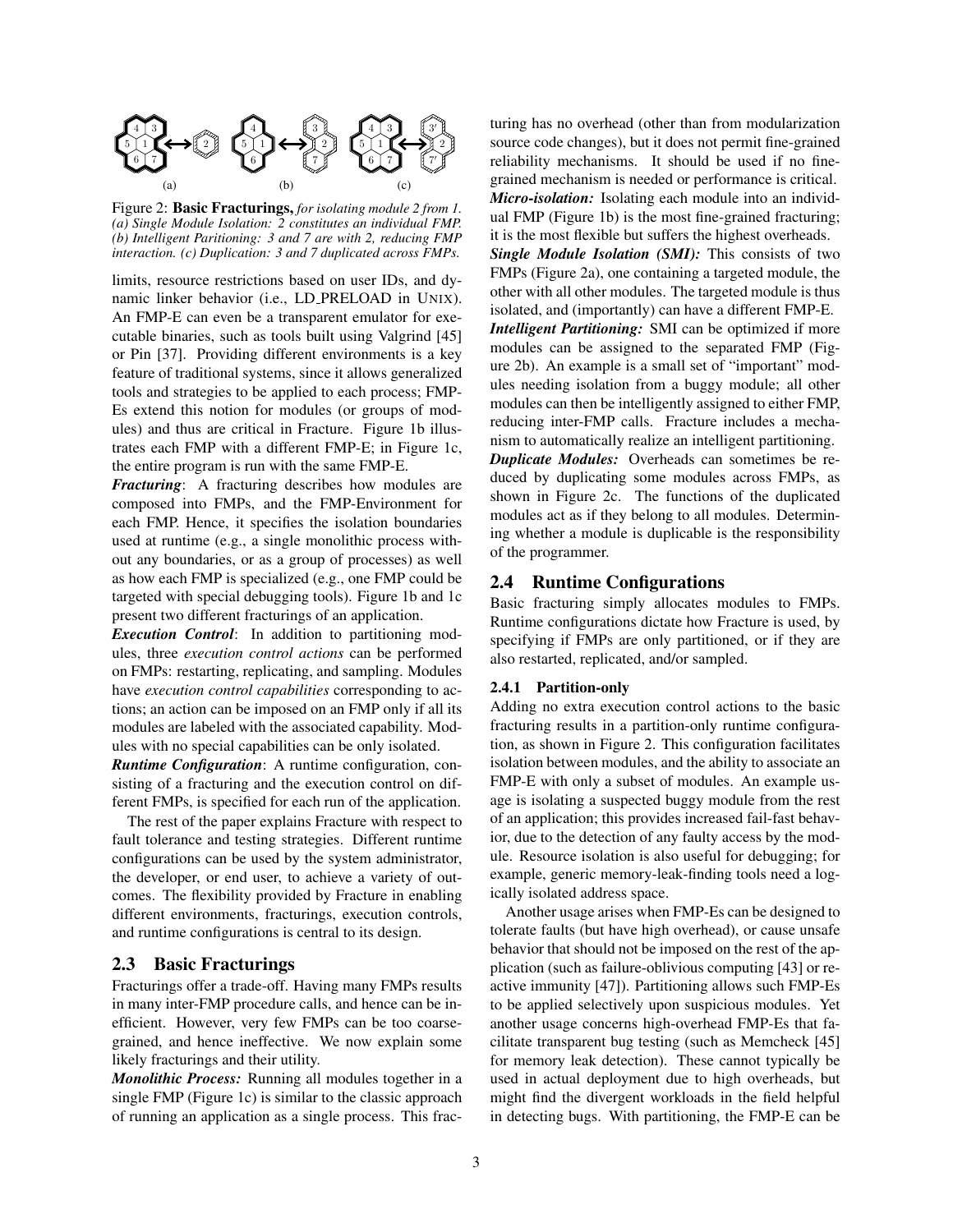Figure 2: **Basic Fracturings,** *for isolating module 2 from 1. (a) Single Module Isolation: 2 constitutes an individual FMP. (b) Intelligent Paritioning: 3 and 7 are with 2, reducing FMP interaction. (c) Duplication: 3 and 7 duplicated across FMPs.*

limits, resource restrictions based on user IDs, and dynamic linker behavior (i.e., LD_PRELOAD in UNIX). An FMP-E can even be a transparent emulator for executable binaries, such as tools built using Valgrind [45] or Pin [37]. Providing different environments is a key feature of traditional systems, since it allows generalized tools and strategies to be applied to each process; FMP-Es extend this notion for modules (or groups of modules) and thus are critical in Fracture. Figure 1b illustrates each FMP with a different FMP-E; in Figure 1c, the entire program is run with the same FMP-E.

***Fracturing***: A fracturing describes how modules are composed into FMPs, and the FMP-Environment for each FMP. Hence, it specifies the isolation boundaries used at runtime (e.g., a single monolithic process without any boundaries, or as a group of processes) as well as how each FMP is specialized (e.g., one FMP could be targeted with special debugging tools). Figure 1b and 1c present two different fracturings of an application.

***Execution Control***: In addition to partitioning modules, three *execution control actions* can be performed on FMPs: restarting, replicating, and sampling. Modules have *execution control capabilities* corresponding to actions; an action can be imposed on an FMP only if all its modules are labeled with the associated capability. Modules with no special capabilities can be only isolated.

***Runtime Configuration***: A runtime configuration, consisting of a fracturing and the execution control on different FMPs, is specified for each run of the application.

The rest of the paper explains Fracture with respect to fault tolerance and testing strategies. Different runtime configurations can be used by the system administrator, the developer, or end user, to achieve a variety of outcomes. The flexibility provided by Fracture in enabling different environments, fracturings, execution controls, and runtime configurations is central to its design.

## 2.3 Basic Fracturings

Fracturings offer a trade-off. Having many FMPs results in many inter-FMP procedure calls, and hence can be inefficient. However, very few FMPs can be too coarse-grained, and hence ineffective. We now explain some likely fracturings and their utility.

***Monolithic Process:*** Running all modules together in a single FMP (Figure 1c) is similar to the classic approach of running an application as a single process. This fracturing has no overhead (other than from modularization source code changes), but it does not permit fine-grained reliability mechanisms. It should be used if no fine-grained mechanism is needed or performance is critical.

***Micro-isolation:*** Isolating each module into an individual FMP (Figure 1b) is the most fine-grained fracturing; it is the most flexible but suffers the highest overheads.

***Single Module Isolation (SMI):*** This consists of two FMPs (Figure 2a), one containing a targeted module, the other with all other modules. The targeted module is thus isolated, and (importantly) can have a different FMP-E.

***Intelligent Partitioning:*** SMI can be optimized if more modules can be assigned to the separated FMP (Figure 2b). An example is a small set of "important" modules needing isolation from a buggy module; all other modules can then be intelligently assigned to either FMP, reducing inter-FMP calls. Fracture includes a mechanism to automatically realize an intelligent partitioning.

***Duplicate Modules:*** Overheads can sometimes be reduced by duplicating some modules across FMPs, as shown in Figure 2c. The functions of the duplicated modules act as if they belong to all modules. Determining whether a module is duplicable is the responsibility of the programmer.

## 2.4 Runtime Configurations

Basic fracturing simply allocates modules to FMPs. Runtime configurations dictate how Fracture is used, by specifying if FMPs are only partitioned, or if they are also restarted, replicated, and/or sampled.

### 2.4.1 Partition-only

Adding no extra execution control actions to the basic fracturing results in a partition-only runtime configuration, as shown in Figure 2. This configuration facilitates isolation between modules, and the ability to associate an FMP-E with only a subset of modules. An example usage is isolating a suspected buggy module from the rest of an application; this provides increased fail-fast behavior, due to the detection of any faulty access by the module. Resource isolation is also useful for debugging; for example, generic memory-leak-finding tools need a logically isolated address space.

Another usage arises when FMP-Es can be designed to tolerate faults (but have high overhead), or cause unsafe behavior that should not be imposed on the rest of the application (such as failure-oblivious computing [43] or reactive immunity [47]). Partitioning allows such FMP-Es to be applied selectively upon suspicious modules. Yet another usage concerns high-overhead FMP-Es that facilitate transparent bug testing (such as Memcheck [45] for memory leak detection). These cannot typically be used in actual deployment due to high overheads, but might find the divergent workloads in the field helpful in detecting bugs. With partitioning, the FMP-E can be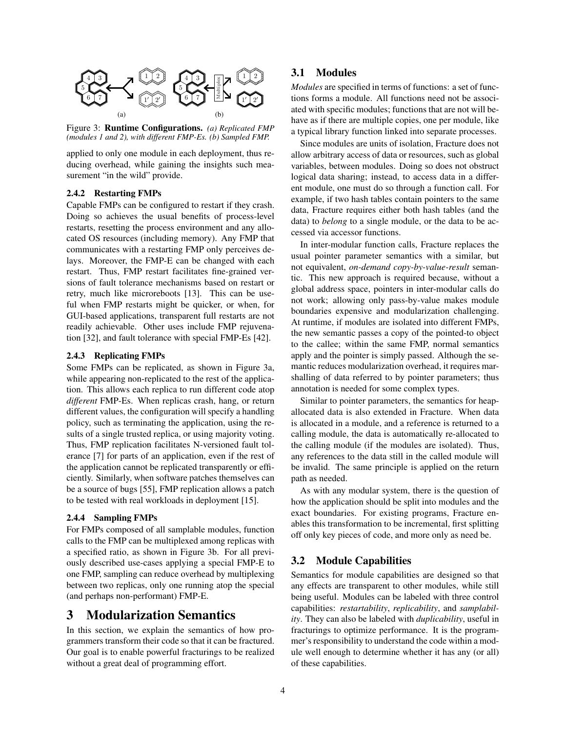Figure 3: **Runtime Configurations.** *(a) Replicated FMP (modules 1 and 2), with different FMP-Es. (b) Sampled FMP.*

applied to only one module in each deployment, thus reducing overhead, while gaining the insights such measurement "in the wild" provide.

#### 2.4.2 Restarting FMPs

Capable FMPs can be configured to restart if they crash. Doing so achieves the usual benefits of process-level restarts, resetting the process environment and any allocated OS resources (including memory). Any FMP that communicates with a restarting FMP only perceives delays. Moreover, the FMP-E can be changed with each restart. Thus, FMP restart facilitates fine-grained versions of fault tolerance mechanisms based on restart or retry, much like microreboots [13]. This can be useful when FMP restarts might be quicker, or when, for GUI-based applications, transparent full restarts are not readily achievable. Other uses include FMP rejuvenation [32], and fault tolerance with special FMP-Es [42].

#### 2.4.3 Replicating FMPs

Some FMPs can be replicated, as shown in Figure 3a, while appearing non-replicated to the rest of the application. This allows each replica to run different code atop *different* FMP-Es. When replicas crash, hang, or return different values, the configuration will specify a handling policy, such as terminating the application, using the results of a single trusted replica, or using majority voting. Thus, FMP replication facilitates N-versioned fault tolerance [7] for parts of an application, even if the rest of the application cannot be replicated transparently or efficiently. Similarly, when software patches themselves can be a source of bugs [55], FMP replication allows a patch to be tested with real workloads in deployment [15].

#### 2.4.4 Sampling FMPs

For FMPs composed of all samplable modules, function calls to the FMP can be multiplexed among replicas with a specified ratio, as shown in Figure 3b. For all previously described use-cases applying a special FMP-E to one FMP, sampling can reduce overhead by multiplexing between two replicas, only one running atop the special (and perhaps non-performant) FMP-E.

# 3 Modularization Semantics

In this section, we explain the semantics of how programmers transform their code so that it can be fractured. Our goal is to enable powerful fracturings to be realized without a great deal of programming effort.

## 3.1 Modules

*Modules* are specified in terms of functions: a set of functions forms a module. All functions need not be associated with specific modules; functions that are not will behave as if there are multiple copies, one per module, like a typical library function linked into separate processes.

Since modules are units of isolation, Fracture does not allow arbitrary access of data or resources, such as global variables, between modules. Doing so does not obstruct logical data sharing; instead, to access data in a different module, one must do so through a function call. For example, if two hash tables contain pointers to the same data, Fracture requires either both hash tables (and the data) to *belong* to a single module, or the data to be accessed via accessor functions.

In inter-modular function calls, Fracture replaces the usual pointer parameter semantics with a similar, but not equivalent, *on-demand copy-by-value-result* semantic. This new approach is required because, without a global address space, pointers in inter-modular calls do not work; allowing only pass-by-value makes module boundaries expensive and modularization challenging. At runtime, if modules are isolated into different FMPs, the new semantic passes a copy of the pointed-to object to the callee; within the same FMP, normal semantics apply and the pointer is simply passed. Although the semantic reduces modularization overhead, it requires marshalling of data referred to by pointer parameters; thus annotation is needed for some complex types.

Similar to pointer parameters, the semantics for heap-allocated data is also extended in Fracture. When data is allocated in a module, and a reference is returned to a calling module, the data is automatically re-allocated to the calling module (if the modules are isolated). Thus, any references to the data still in the called module will be invalid. The same principle is applied on the return path as needed.

As with any modular system, there is the question of how the application should be split into modules and the exact boundaries. For existing programs, Fracture enables this transformation to be incremental, first splitting off only key pieces of code, and more only as need be.

## 3.2 Module Capabilities

Semantics for module capabilities are designed so that any effects are transparent to other modules, while still being useful. Modules can be labeled with three control capabilities: *restartability*, *replicability*, and *samplability*. They can also be labeled with *duplicability*, useful in fracturings to optimize performance. It is the programmer's responsibility to understand the code within a module well enough to determine whether it has any (or all) of these capabilities.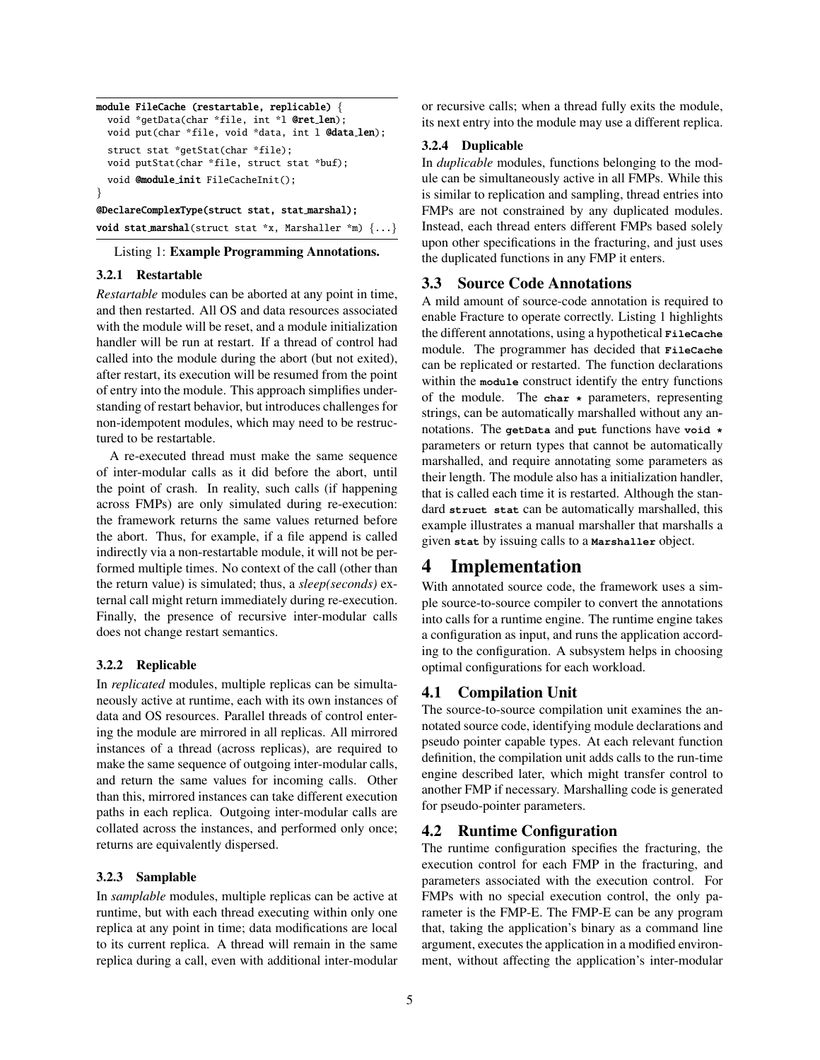```
module FileCache (restartable, replicable) {
  void *getData(char *file, int *l @ret_len);
  void put(char *file, void *data, int l @data_len);
  struct stat *getStat(char *file);
  void putStat(char *file, struct stat *buf);
  void @module_init FileCacheInit();
}
@DeclareComplexType(struct stat, stat_marshal);
void stat_marshal(struct stat *x, Marshaller *m) {...}
```

Listing 1: **Example Programming Annotations.**

#### 3.2.1 Restartable

*Restartable* modules can be aborted at any point in time, and then restarted. All OS and data resources associated with the module will be reset, and a module initialization handler will be run at restart. If a thread of control had called into the module during the abort (but not exited), after restart, its execution will be resumed from the point of entry into the module. This approach simplifies understanding of restart behavior, but introduces challenges for non-idempotent modules, which may need to be restructured to be restartable.

A re-executed thread must make the same sequence of inter-modular calls as it did before the abort, until the point of crash. In reality, such calls (if happening across FMPs) are only simulated during re-execution: the framework returns the same values returned before the abort. Thus, for example, if a file append is called indirectly via a non-restartable module, it will not be performed multiple times. No context of the call (other than the return value) is simulated; thus, a *sleep(seconds)* external call might return immediately during re-execution. Finally, the presence of recursive inter-modular calls does not change restart semantics.

#### 3.2.2 Replicable

In *replicated* modules, multiple replicas can be simultaneously active at runtime, each with its own instances of data and OS resources. Parallel threads of control entering the module are mirrored in all replicas. All mirrored instances of a thread (across replicas), are required to make the same sequence of outgoing inter-modular calls, and return the same values for incoming calls. Other than this, mirrored instances can take different execution paths in each replica. Outgoing inter-modular calls are collated across the instances, and performed only once; returns are equivalently dispersed.

#### 3.2.3 Samplable

In *samplable* modules, multiple replicas can be active at runtime, but with each thread executing within only one replica at any point in time; data modifications are local to its current replica. A thread will remain in the same replica during a call, even with additional inter-modular or recursive calls; when a thread fully exits the module, its next entry into the module may use a different replica.

#### 3.2.4 Duplicable

In *duplicable* modules, functions belonging to the module can be simultaneously active in all FMPs. While this is similar to replication and sampling, thread entries into FMPs are not constrained by any duplicated modules. Instead, each thread enters different FMPs based solely upon other specifications in the fracturing, and just uses the duplicated functions in any FMP it enters.

### 3.3 Source Code Annotations

A mild amount of source-code annotation is required to enable Fracture to operate correctly. Listing 1 highlights the different annotations, using a hypothetical `FileCache` module. The programmer has decided that `FileCache` can be replicated or restarted. The function declarations within the `module` construct identify the entry functions of the module. The `char *` parameters, representing strings, can be automatically marshalled without any annotations. The `getData` and `put` functions have `void *` parameters or return types that cannot be automatically marshalled, and require annotating some parameters as their length. The module also has a initialization handler, that is called each time it is restarted. Although the standard `struct stat` can be automatically marshalled, this example illustrates a manual marshaller that marshalls a given `stat` by issuing calls to a `Marshaller` object.

## 4 Implementation

With annotated source code, the framework uses a simple source-to-source compiler to convert the annotations into calls for a runtime engine. The runtime engine takes a configuration as input, and runs the application according to the configuration. A subsystem helps in choosing optimal configurations for each workload.

### 4.1 Compilation Unit

The source-to-source compilation unit examines the annotated source code, identifying module declarations and pseudo pointer capable types. At each relevant function definition, the compilation unit adds calls to the run-time engine described later, which might transfer control to another FMP if necessary. Marshalling code is generated for pseudo-pointer parameters.

### 4.2 Runtime Configuration

The runtime configuration specifies the fracturing, the execution control for each FMP in the fracturing, and parameters associated with the execution control. For FMPs with no special execution control, the only parameter is the FMP-E. The FMP-E can be any program that, taking the application's binary as a command line argument, executes the application in a modified environment, without affecting the application's inter-modular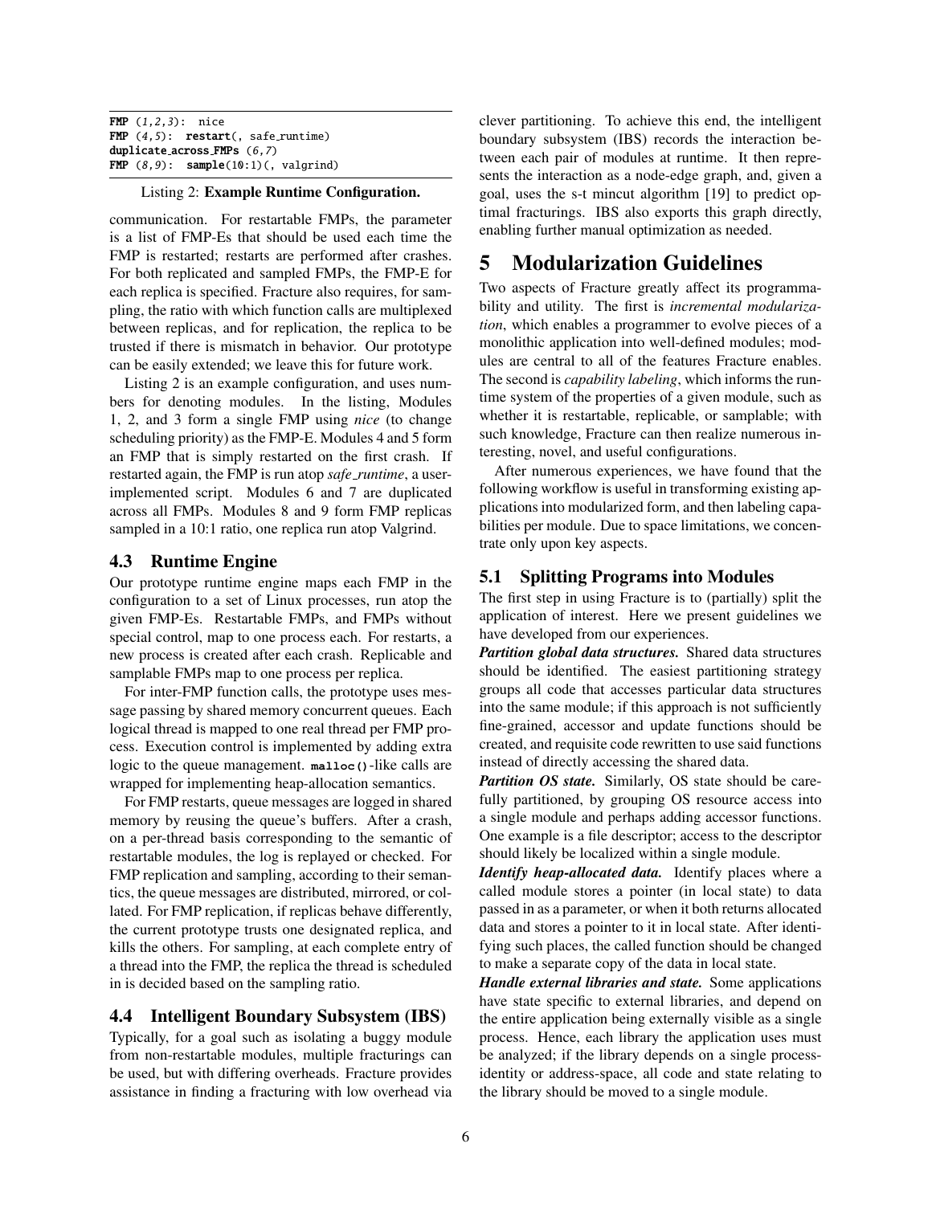```
FMP (1,2,3): nice
FMP (4,5): restart(, safe_runtime)
duplicate_across_FMPs (6,7)
FMP (8,9): sample(10:1)(, valgrind)
```

Listing 2: **Example Runtime Configuration.**

communication. For restartable FMPs, the parameter is a list of FMP-Es that should be used each time the FMP is restarted; restarts are performed after crashes. For both replicated and sampled FMPs, the FMP-E for each replica is specified. Fracture also requires, for sampling, the ratio with which function calls are multiplexed between replicas, and for replication, the replica to be trusted if there is mismatch in behavior. Our prototype can be easily extended; we leave this for future work.

Listing 2 is an example configuration, and uses numbers for denoting modules. In the listing, Modules 1, 2, and 3 form a single FMP using *nice* (to change scheduling priority) as the FMP-E. Modules 4 and 5 form an FMP that is simply restarted on the first crash. If restarted again, the FMP is run atop *safe_runtime*, a user-implemented script. Modules 6 and 7 are duplicated across all FMPs. Modules 8 and 9 form FMP replicas sampled in a 10:1 ratio, one replica run atop Valgrind.

### 4.3 Runtime Engine

Our prototype runtime engine maps each FMP in the configuration to a set of Linux processes, run atop the given FMP-Es. Restartable FMPs, and FMPs without special control, map to one process each. For restarts, a new process is created after each crash. Replicable and samplable FMPs map to one process per replica.

For inter-FMP function calls, the prototype uses message passing by shared memory concurrent queues. Each logical thread is mapped to one real thread per FMP process. Execution control is implemented by adding extra logic to the queue management. `malloc()`-like calls are wrapped for implementing heap-allocation semantics.

For FMP restarts, queue messages are logged in shared memory by reusing the queue's buffers. After a crash, on a per-thread basis corresponding to the semantic of restartable modules, the log is replayed or checked. For FMP replication and sampling, according to their semantics, the queue messages are distributed, mirrored, or collated. For FMP replication, if replicas behave differently, the current prototype trusts one designated replica, and kills the others. For sampling, at each complete entry of a thread into the FMP, the replica the thread is scheduled in is decided based on the sampling ratio.

### 4.4 Intelligent Boundary Subsystem (IBS)

Typically, for a goal such as isolating a buggy module from non-restartable modules, multiple fracturings can be used, but with differing overheads. Fracture provides assistance in finding a fracturing with low overhead via clever partitioning. To achieve this end, the intelligent boundary subsystem (IBS) records the interaction between each pair of modules at runtime. It then represents the interaction as a node-edge graph, and, given a goal, uses the s-t mincut algorithm [19] to predict optimal fracturings. IBS also exports this graph directly, enabling further manual optimization as needed.

## 5 Modularization Guidelines

Two aspects of Fracture greatly affect its programmability and utility. The first is *incremental modularization*, which enables a programmer to evolve pieces of a monolithic application into well-defined modules; modules are central to all of the features Fracture enables. The second is *capability labeling*, which informs the runtime system of the properties of a given module, such as whether it is restartable, replicable, or samplable; with such knowledge, Fracture can then realize numerous interesting, novel, and useful configurations.

After numerous experiences, we have found that the following workflow is useful in transforming existing applications into modularized form, and then labeling capabilities per module. Due to space limitations, we concentrate only upon key aspects.

### 5.1 Splitting Programs into Modules

The first step in using Fracture is to (partially) split the application of interest. Here we present guidelines we have developed from our experiences.

***Partition global data structures.*** Shared data structures should be identified. The easiest partitioning strategy groups all code that accesses particular data structures into the same module; if this approach is not sufficiently fine-grained, accessor and update functions should be created, and requisite code rewritten to use said functions instead of directly accessing the shared data.

***Partition OS state.*** Similarly, OS state should be carefully partitioned, by grouping OS resource access into a single module and perhaps adding accessor functions. One example is a file descriptor; access to the descriptor should likely be localized within a single module.

***Identify heap-allocated data.*** Identify places where a called module stores a pointer (in local state) to data passed in as a parameter, or when it both returns allocated data and stores a pointer to it in local state. After identifying such places, the called function should be changed to make a separate copy of the data in local state.

***Handle external libraries and state.*** Some applications have state specific to external libraries, and depend on the entire application being externally visible as a single process. Hence, each library the application uses must be analyzed; if the library depends on a single process-identity or address-space, all code and state relating to the library should be moved to a single module.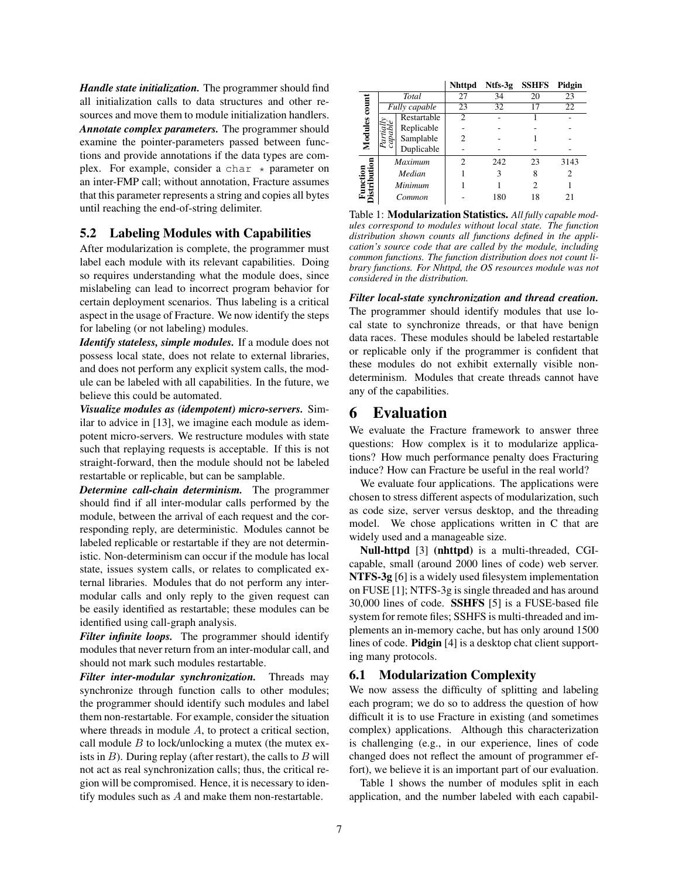***Handle state initialization.*** The programmer should find all initialization calls to data structures and other resources and move them to module initialization handlers.

***Annotate complex parameters.*** The programmer should examine the pointer-parameters passed between functions and provide annotations if the data types are complex. For example, consider a `char *` parameter on an inter-FMP call; without annotation, Fracture assumes that this parameter represents a string and copies all bytes until reaching the end-of-string delimiter.

### 5.2 Labeling Modules with Capabilities

After modularization is complete, the programmer must label each module with its relevant capabilities. Doing so requires understanding what the module does, since mislabeling can lead to incorrect program behavior for certain deployment scenarios. Thus labeling is a critical aspect in the usage of Fracture. We now identify the steps for labeling (or not labeling) modules.

***Identify stateless, simple modules.*** If a module does not possess local state, does not relate to external libraries, and does not perform any explicit system calls, the module can be labeled with all capabilities. In the future, we believe this could be automated.

***Visualize modules as (idempotent) micro-servers.*** Similar to advice in [13], we imagine each module as idempotent micro-servers. We restructure modules with state such that replaying requests is acceptable. If this is not straight-forward, then the module should not be labeled restartable or replicable, but can be samplable.

***Determine call-chain determinism.*** The programmer should find if all inter-modular calls performed by the module, between the arrival of each request and the corresponding reply, are deterministic. Modules cannot be labeled replicable or restartable if they are not deterministic. Non-determinism can occur if the module has local state, issues system calls, or relates to complicated external libraries. Modules that do not perform any inter-modular calls and only reply to the given request can be easily identified as restartable; these modules can be identified using call-graph analysis.

***Filter infinite loops.*** The programmer should identify modules that never return from an inter-modular call, and should not mark such modules restartable.

***Filter inter-modular synchronization.*** Threads may synchronize through function calls to other modules; the programmer should identify such modules and label them non-restartable. For example, consider the situation where threads in module $A$, to protect a critical section, call module $B$ to lock/unlocking a mutex (the mutex exists in $B$). During replay (after restart), the calls to $B$ will not act as real synchronization calls; thus, the critical region will be compromised. Hence, it is necessary to identify modules such as $A$ and make them non-restartable.

| | | | Nhttpd | Ntfs-3g | SSHFS | Pidgin |
|---|---|---|---|---|---|---|
| Modules count | *Total* | | 27 | 34 | 20 | 23 |
| | *Fully capable* | | 23 | 32 | 17 | 22 |
| | *Partially capable* | Restartable | 2 | - | 1 | - |
| | | Replicable | - | - | - | - |
| | | Samplable | 2 | - | 1 | - |
| | | Duplicable | - | - | - | - |
| Function Distribution | *Maximum* | | 2 | 242 | 23 | 3143 |
| | *Median* | | 1 | 3 | 8 | 2 |
| | *Minimum* | | 1 | 1 | 2 | 1 |
| | *Common* | | - | 180 | 18 | 21 |

Table 1: **Modularization Statistics.** *All fully capable modules correspond to modules without local state. The function distribution shown counts all functions defined in the application's source code that are called by the module, including common functions. The function distribution does not count library functions. For Nhttpd, the OS resources module was not considered in the distribution.*

***Filter local-state synchronization and thread creation.*** The programmer should identify modules that use local state to synchronize threads, or that have benign data races. These modules should be labeled restartable or replicable only if the programmer is confident that these modules do not exhibit externally visible nondeterminism. Modules that create threads cannot have any of the capabilities.

## 6 Evaluation

We evaluate the Fracture framework to answer three questions: How complex is it to modularize applications? How much performance penalty does Fracturing induce? How can Fracture be useful in the real world?

We evaluate four applications. The applications were chosen to stress different aspects of modularization, such as code size, server versus desktop, and the threading model. We chose applications written in C that are widely used and a manageable size.

**Null-httpd** [3] **(nhttpd)** is a multi-threaded, CGI-capable, small (around 2000 lines of code) web server. **NTFS-3g** [6] is a widely used filesystem implementation on FUSE [1]; NTFS-3g is single threaded and has around 30,000 lines of code. **SSHFS** [5] is a FUSE-based file system for remote files; SSHFS is multi-threaded and implements an in-memory cache, but has only around 1500 lines of code. **Pidgin** [4] is a desktop chat client supporting many protocols.

### 6.1 Modularization Complexity

We now assess the difficulty of splitting and labeling each program; we do so to address the question of how difficult it is to use Fracture in existing (and sometimes complex) applications. Although this characterization is challenging (e.g., in our experience, lines of code changed does not reflect the amount of programmer effort), we believe it is an important part of our evaluation.

Table 1 shows the number of modules split in each application, and the number labeled with each capabil-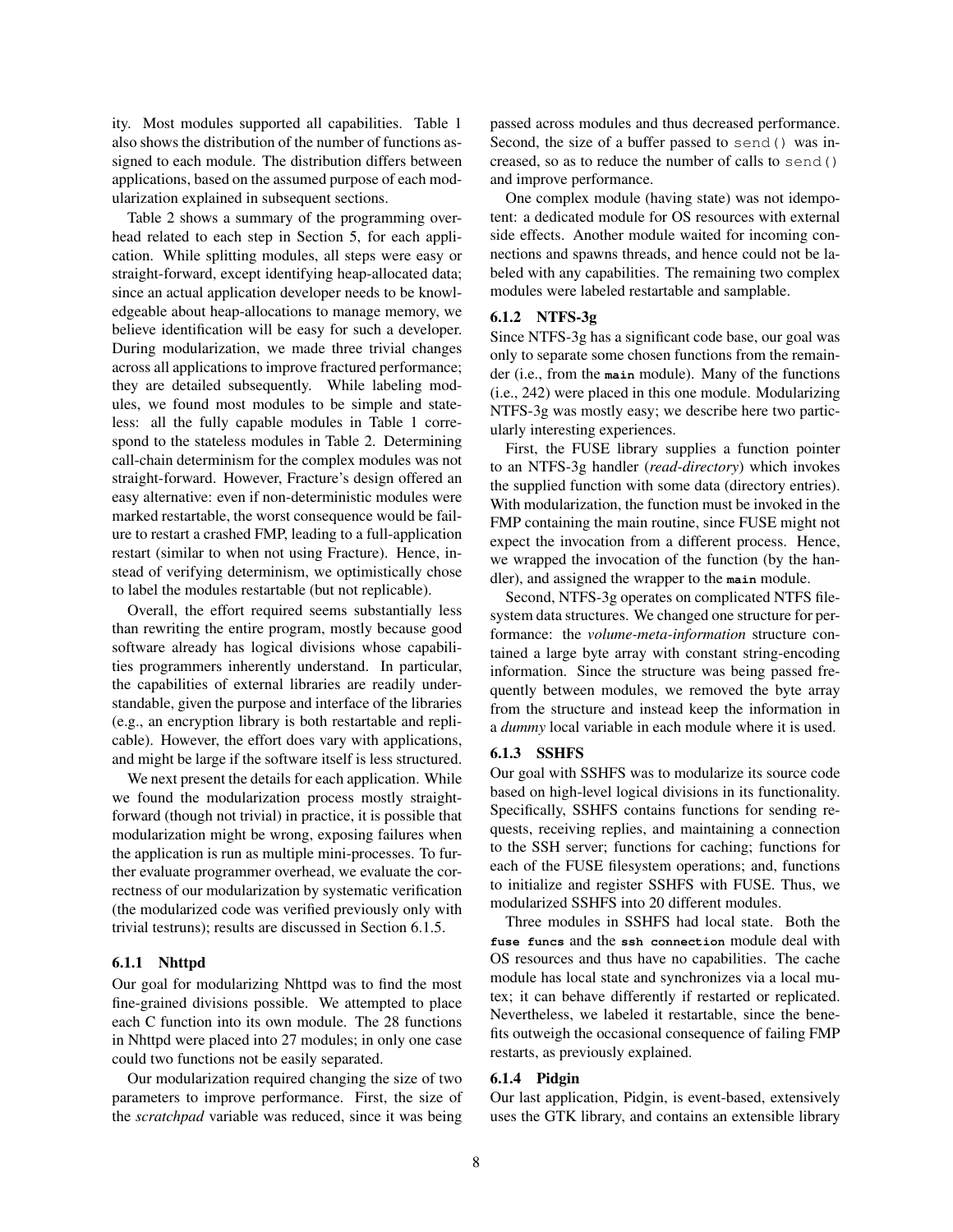ity. Most modules supported all capabilities. Table 1 also shows the distribution of the number of functions assigned to each module. The distribution differs between applications, based on the assumed purpose of each modularization explained in subsequent sections.

Table 2 shows a summary of the programming overhead related to each step in Section 5, for each application. While splitting modules, all steps were easy or straight-forward, except identifying heap-allocated data; since an actual application developer needs to be knowledgeable about heap-allocations to manage memory, we believe identification will be easy for such a developer. During modularization, we made three trivial changes across all applications to improve fractured performance; they are detailed subsequently. While labeling modules, we found most modules to be simple and stateless: all the fully capable modules in Table 1 correspond to the stateless modules in Table 2. Determining call-chain determinism for the complex modules was not straight-forward. However, Fracture's design offered an easy alternative: even if non-deterministic modules were marked restartable, the worst consequence would be failure to restart a crashed FMP, leading to a full-application restart (similar to when not using Fracture). Hence, instead of verifying determinism, we optimistically chose to label the modules restartable (but not replicable).

Overall, the effort required seems substantially less than rewriting the entire program, mostly because good software already has logical divisions whose capabilities programmers inherently understand. In particular, the capabilities of external libraries are readily understandable, given the purpose and interface of the libraries (e.g., an encryption library is both restartable and replicable). However, the effort does vary with applications, and might be large if the software itself is less structured.

We next present the details for each application. While we found the modularization process mostly straight-forward (though not trivial) in practice, it is possible that modularization might be wrong, exposing failures when the application is run as multiple mini-processes. To further evaluate programmer overhead, we evaluate the correctness of our modularization by systematic verification (the modularized code was verified previously only with trivial testruns); results are discussed in Section 6.1.5.

### 6.1.1 Nhttpd

Our goal for modularizing Nhttpd was to find the most fine-grained divisions possible. We attempted to place each C function into its own module. The 28 functions in Nhttpd were placed into 27 modules; in only one case could two functions not be easily separated.

Our modularization required changing the size of two parameters to improve performance. First, the size of the *scratchpad* variable was reduced, since it was being passed across modules and thus decreased performance. Second, the size of a buffer passed to `send()` was increased, so as to reduce the number of calls to `send()` and improve performance.

One complex module (having state) was not idempotent: a dedicated module for OS resources with external side effects. Another module waited for incoming connections and spawns threads, and hence could not be labeled with any capabilities. The remaining two complex modules were labeled restartable and samplable.

### 6.1.2 NTFS-3g

Since NTFS-3g has a significant code base, our goal was only to separate some chosen functions from the remainder (i.e., from the **main** module). Many of the functions (i.e., 242) were placed in this one module. Modularizing NTFS-3g was mostly easy; we describe here two particularly interesting experiences.

First, the FUSE library supplies a function pointer to an NTFS-3g handler (*read-directory*) which invokes the supplied function with some data (directory entries). With modularization, the function must be invoked in the FMP containing the main routine, since FUSE might not expect the invocation from a different process. Hence, we wrapped the invocation of the function (by the handler), and assigned the wrapper to the **main** module.

Second, NTFS-3g operates on complicated NTFS filesystem data structures. We changed one structure for performance: the *volume-meta-information* structure contained a large byte array with constant string-encoding information. Since the structure was being passed frequently between modules, we removed the byte array from the structure and instead keep the information in a *dummy* local variable in each module where it is used.

### 6.1.3 SSHFS

Our goal with SSHFS was to modularize its source code based on high-level logical divisions in its functionality. Specifically, SSHFS contains functions for sending requests, receiving replies, and maintaining a connection to the SSH server; functions for caching; functions for each of the FUSE filesystem operations; and, functions to initialize and register SSHFS with FUSE. Thus, we modularized SSHFS into 20 different modules.

Three modules in SSHFS had local state. Both the **fuse funcs** and the **ssh connection** module deal with OS resources and thus have no capabilities. The cache module has local state and synchronizes via a local mutex; it can behave differently if restarted or replicated. Nevertheless, we labeled it restartable, since the benefits outweigh the occasional consequence of failing FMP restarts, as previously explained.

### 6.1.4 Pidgin

Our last application, Pidgin, is event-based, extensively uses the GTK library, and contains an extensible library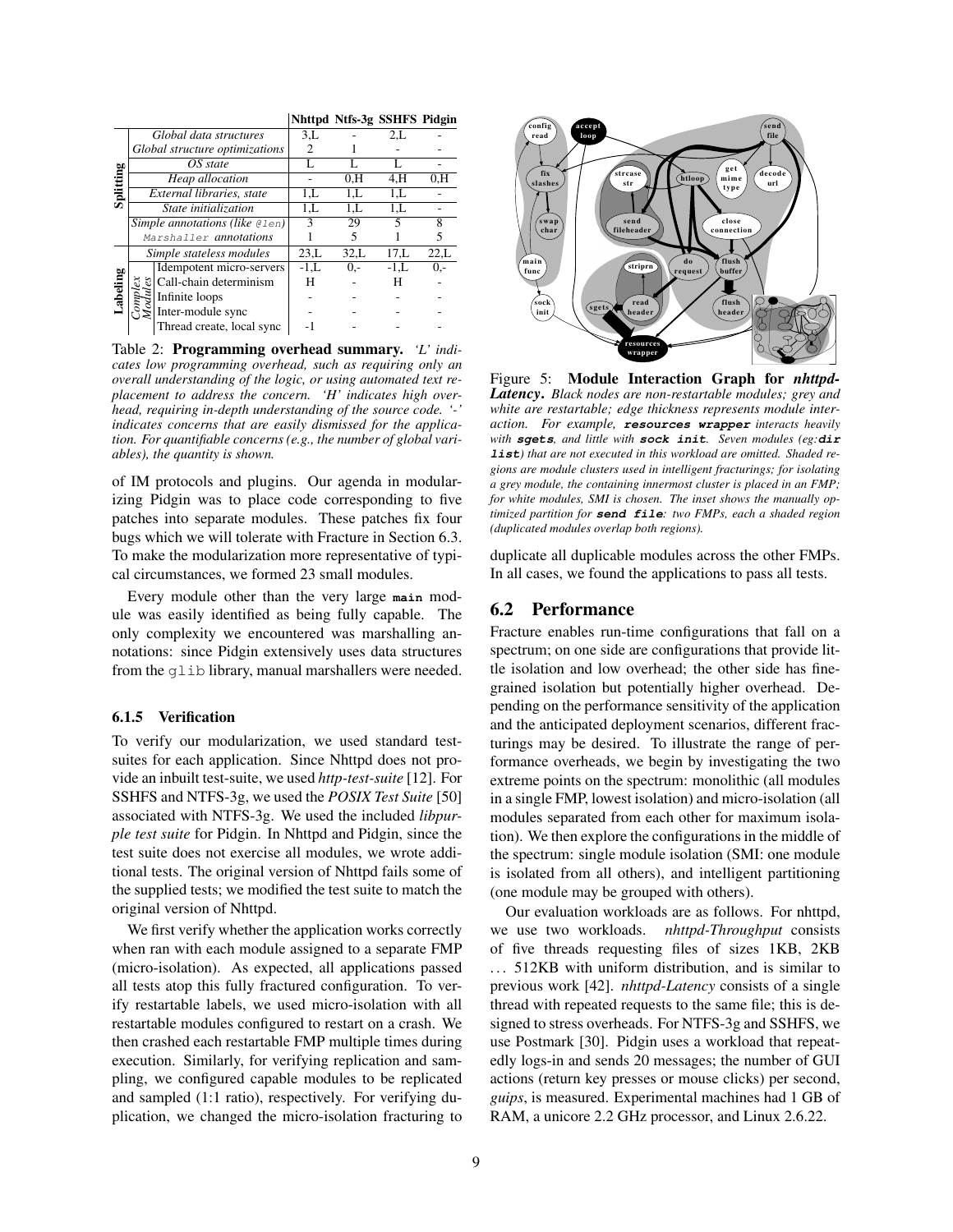| | | Nhttpd | Ntfs-3g | SSHFS | Pidgin |
|---|---|---|---|---|---|
| Splitting | *Global data structures* | 3,L | - | 2,L | - |
| | *Global structure optimizations* | 2 | 1 | - | - |
| | *OS state* | L | L | L | - |
| | *Heap allocation* | - | 0,H | 4,H | 0,H |
| | *External libraries, state* | 1,L | 1,L | 1,L | - |
| | *State initialization* | 1,L | 1,L | 1,L | - |
| | *Simple annotations (like @len)* | 3 | 29 | 5 | 8 |
| | *Marshaller annotations* | 1 | 5 | 1 | 5 |
| Labeling | *Simple stateless modules* | 23,L | 32,L | 17,L | 22,L |
| | *Complex Modules*: Idempotent micro-servers | -1,L | 0,- | -1,L | 0,- |
| | *Complex Modules*: Call-chain determinism | H | - | H | - |
| | *Complex Modules*: Infinite loops | - | - | - | - |
| | *Complex Modules*: Inter-module sync | - | - | - | - |
| | *Complex Modules*: Thread create, local sync | -1 | - | - | - |

Table 2: **Programming overhead summary.** *'L' indicates low programming overhead, such as requiring only an overall understanding of the logic, or using automated text replacement to address the concern. 'H' indicates high overhead, requiring in-depth understanding of the source code. '-' indicates concerns that are easily dismissed for the application. For quantifiable concerns (e.g., the number of global variables), the quantity is shown.*

of IM protocols and plugins. Our agenda in modularizing Pidgin was to place code corresponding to five patches into separate modules. These patches fix four bugs which we will tolerate with Fracture in Section 6.3. To make the modularization more representative of typical circumstances, we formed 23 small modules.

Every module other than the very large **main** module was easily identified as being fully capable. The only complexity we encountered was marshalling annotations: since Pidgin extensively uses data structures from the `glib` library, manual marshallers were needed.

#### 6.1.5 Verification

To verify our modularization, we used standard test-suites for each application. Since Nhttpd does not provide an inbuilt test-suite, we used *http-test-suite* [12]. For SSHFS and NTFS-3g, we used the *POSIX Test Suite* [50] associated with NTFS-3g. We used the included *libpurple test suite* for Pidgin. In Nhttpd and Pidgin, since the test suite does not exercise all modules, we wrote additional tests. The original version of Nhttpd fails some of the supplied tests; we modified the test suite to match the original version of Nhttpd.

We first verify whether the application works correctly when ran with each module assigned to a separate FMP (micro-isolation). As expected, all applications passed all tests atop this fully fractured configuration. To verify restartable labels, we used micro-isolation with all restartable modules configured to restart on a crash. We then crashed each restartable FMP multiple times during execution. Similarly, for verifying replication and sampling, we configured capable modules to be replicated and sampled (1:1 ratio), respectively. For verifying duplication, we changed the micro-isolation fracturing to duplicate all duplicable modules across the other FMPs. In all cases, we found the applications to pass all tests.

Figure 5: **Module Interaction Graph for *nhttpd-Latency*.** *Black nodes are non-restartable modules; grey and white are restartable; edge thickness represents module interaction. For example, **resources wrapper** interacts heavily with **sgets**, and little with **sock init**. Seven modules (eg:**dir list**) that are not executed in this workload are omitted. Shaded regions are module clusters used in intelligent fracturings; for isolating a grey module, the containing innermost cluster is placed in an FMP; for white modules, SMI is chosen. The inset shows the manually optimized partition for **send file**: two FMPs, each a shaded region (duplicated modules overlap both regions).*

## 6.2 Performance

Fracture enables run-time configurations that fall on a spectrum; on one side are configurations that provide little isolation and low overhead; the other side has fine-grained isolation but potentially higher overhead. Depending on the performance sensitivity of the application and the anticipated deployment scenarios, different fracturings may be desired. To illustrate the range of performance overheads, we begin by investigating the two extreme points on the spectrum: monolithic (all modules in a single FMP, lowest isolation) and micro-isolation (all modules separated from each other for maximum isolation). We then explore the configurations in the middle of the spectrum: single module isolation (SMI: one module is isolated from all others), and intelligent partitioning (one module may be grouped with others).

Our evaluation workloads are as follows. For nhttpd, we use two workloads. *nhttpd-Throughput* consists of five threads requesting files of sizes 1KB, 2KB ... 512KB with uniform distribution, and is similar to previous work [42]. *nhttpd-Latency* consists of a single thread with repeated requests to the same file; this is designed to stress overheads. For NTFS-3g and SSHFS, we use Postmark [30]. Pidgin uses a workload that repeatedly logs-in and sends 20 messages; the number of GUI actions (return key presses or mouse clicks) per second, *guips*, is measured. Experimental machines had 1 GB of RAM, a unicore 2.2 GHz processor, and Linux 2.6.22.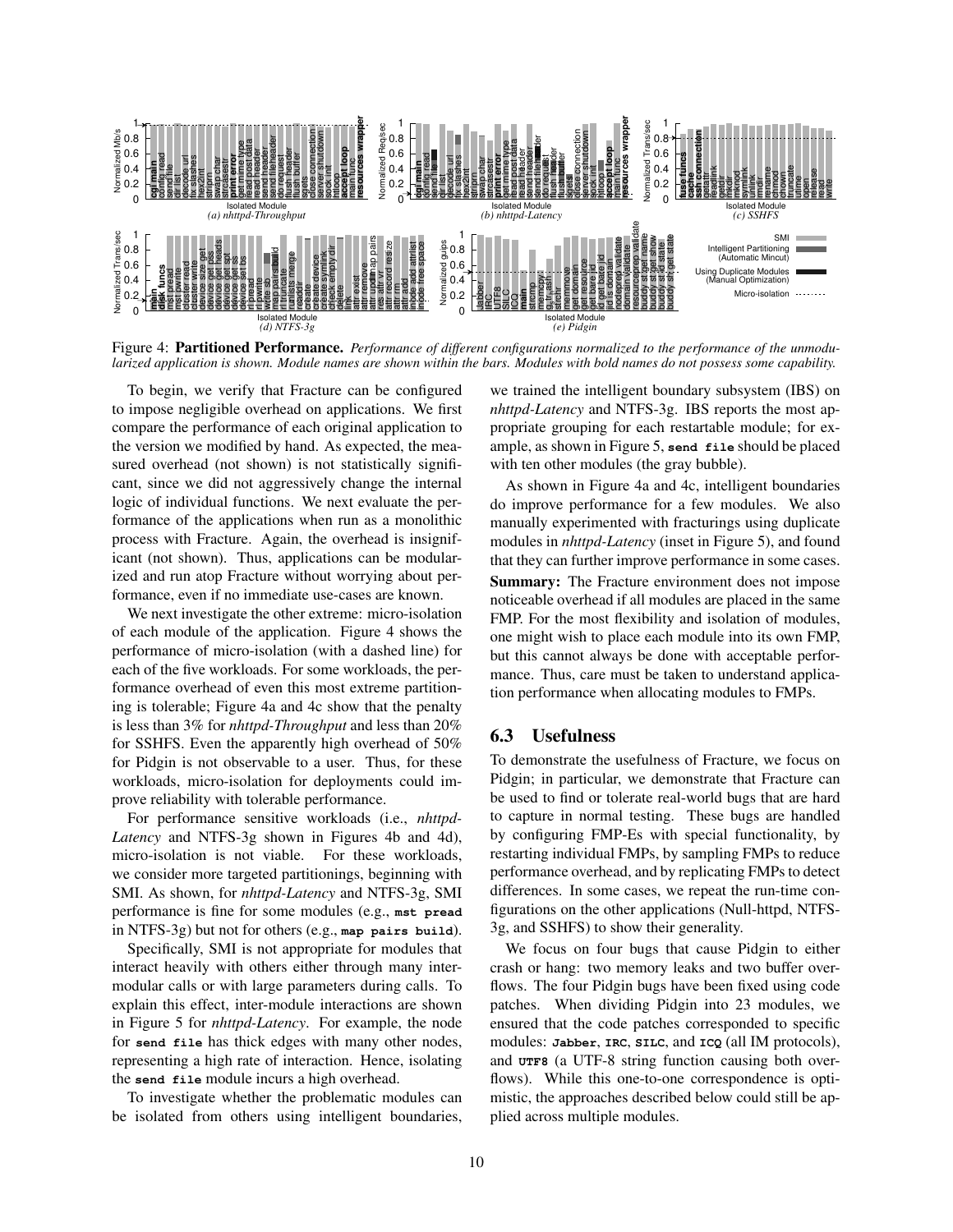Figure 4: **Partitioned Performance.** *Performance of different configurations normalized to the performance of the unmodularized application is shown. Module names are shown within the bars. Modules with bold names do not possess some capability.*

To begin, we verify that Fracture can be configured to impose negligible overhead on applications. We first compare the performance of each original application to the version we modified by hand. As expected, the measured overhead (not shown) is not statistically significant, since we did not aggressively change the internal logic of individual functions. We next evaluate the performance of the applications when run as a monolithic process with Fracture. Again, the overhead is insignificant (not shown). Thus, applications can be modularized and run atop Fracture without worrying about performance, even if no immediate use-cases are known.

We next investigate the other extreme: micro-isolation of each module of the application. Figure 4 shows the performance of micro-isolation (with a dashed line) for each of the five workloads. For some workloads, the performance overhead of even this most extreme partitioning is tolerable; Figure 4a and 4c show that the penalty is less than 3% for *nhttpd-Throughput* and less than 20% for SSHFS. Even the apparently high overhead of 50% for Pidgin is not observable to a user. Thus, for these workloads, micro-isolation for deployments could improve reliability with tolerable performance.

For performance sensitive workloads (i.e., *nhttpd-Latency* and NTFS-3g shown in Figures 4b and 4d), micro-isolation is not viable. For these workloads, we consider more targeted partitionings, beginning with SMI. As shown, for *nhttpd-Latency* and NTFS-3g, SMI performance is fine for some modules (e.g., **mst pread** in NTFS-3g) but not for others (e.g., **map pairs build**).

Specifically, SMI is not appropriate for modules that interact heavily with others either through many inter-modular calls or with large parameters during calls. To explain this effect, inter-module interactions are shown in Figure 5 for *nhttpd-Latency*. For example, the node for **send file** has thick edges with many other nodes, representing a high rate of interaction. Hence, isolating the **send file** module incurs a high overhead.

To investigate whether the problematic modules can be isolated from others using intelligent boundaries, we trained the intelligent boundary subsystem (IBS) on *nhttpd-Latency* and NTFS-3g. IBS reports the most appropriate grouping for each restartable module; for example, as shown in Figure 5, **send file** should be placed with ten other modules (the gray bubble).

As shown in Figure 4a and 4c, intelligent boundaries do improve performance for a few modules. We also manually experimented with fracturings using duplicate modules in *nhttpd-Latency* (inset in Figure 5), and found that they can further improve performance in some cases.

**Summary:** The Fracture environment does not impose noticeable overhead if all modules are placed in the same FMP. For the most flexibility and isolation of modules, one might wish to place each module into its own FMP, but this cannot always be done with acceptable performance. Thus, care must be taken to understand application performance when allocating modules to FMPs.

## 6.3 Usefulness

To demonstrate the usefulness of Fracture, we focus on Pidgin; in particular, we demonstrate that Fracture can be used to find or tolerate real-world bugs that are hard to capture in normal testing. These bugs are handled by configuring FMP-Es with special functionality, by restarting individual FMPs, by sampling FMPs to reduce performance overhead, and by replicating FMPs to detect differences. In some cases, we repeat the run-time configurations on the other applications (Null-httpd, NTFS-3g, and SSHFS) to show their generality.

We focus on four bugs that cause Pidgin to either crash or hang: two memory leaks and two buffer overflows. The four Pidgin bugs have been fixed using code patches. When dividing Pidgin into 23 modules, we ensured that the code patches corresponded to specific modules: **Jabber**, **IRC**, **SILC**, and **ICQ** (all IM protocols), and **UTF8** (a UTF-8 string function causing both overflows). While this one-to-one correspondence is optimistic, the approaches described below could still be applied across multiple modules.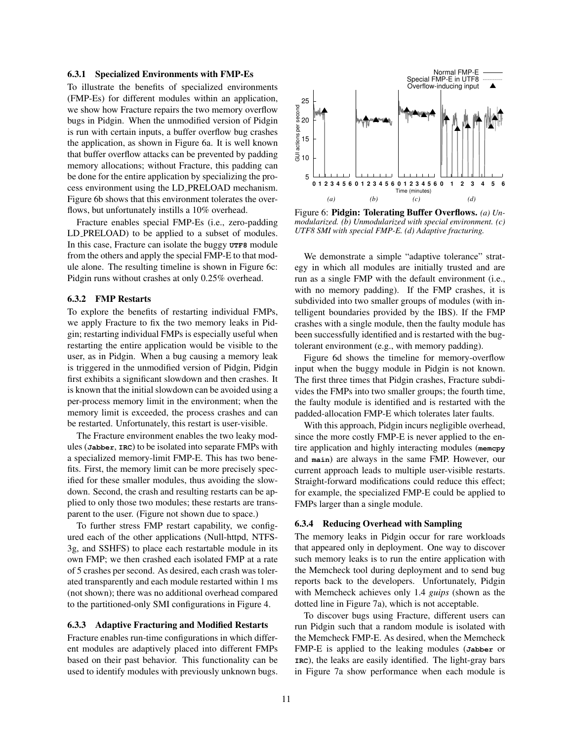### 6.3.1 Specialized Environments with FMP-Es

To illustrate the benefits of specialized environments (FMP-Es) for different modules within an application, we show how Fracture repairs the two memory overflow bugs in Pidgin. When the unmodified version of Pidgin is run with certain inputs, a buffer overflow bug crashes the application, as shown in Figure 6a. It is well known that buffer overflow attacks can be prevented by padding memory allocations; without Fracture, this padding can be done for the entire application by specializing the process environment using the LD_PRELOAD mechanism. Figure 6b shows that this environment tolerates the overflows, but unfortunately instills a 10% overhead.

Fracture enables special FMP-Es (i.e., zero-padding LD_PRELOAD) to be applied to a subset of modules. In this case, Fracture can isolate the buggy **UTF8** module from the others and apply the special FMP-E to that module alone. The resulting timeline is shown in Figure 6c: Pidgin runs without crashes at only 0.25% overhead.

### 6.3.2 FMP Restarts

To explore the benefits of restarting individual FMPs, we apply Fracture to fix the two memory leaks in Pidgin; restarting individual FMPs is especially useful when restarting the entire application would be visible to the user, as in Pidgin. When a bug causing a memory leak is triggered in the unmodified version of Pidgin, Pidgin first exhibits a significant slowdown and then crashes. It is known that the initial slowdown can be avoided using a per-process memory limit in the environment; when the memory limit is exceeded, the process crashes and can be restarted. Unfortunately, this restart is user-visible.

The Fracture environment enables the two leaky modules (**Jabber**, **IRC**) to be isolated into separate FMPs with a specialized memory-limit FMP-E. This has two benefits. First, the memory limit can be more precisely specified for these smaller modules, thus avoiding the slowdown. Second, the crash and resulting restarts can be applied to only those two modules; these restarts are transparent to the user. (Figure not shown due to space.)

To further stress FMP restart capability, we configured each of the other applications (Null-httpd, NTFS-3g, and SSHFS) to place each restartable module in its own FMP; we then crashed each isolated FMP at a rate of 5 crashes per second. As desired, each crash was tolerated transparently and each module restarted within 1 ms (not shown); there was no additional overhead compared to the partitioned-only SMI configurations in Figure 4.

### 6.3.3 Adaptive Fracturing and Modified Restarts

Fracture enables run-time configurations in which different modules are adaptively placed into different FMPs based on their past behavior. This functionality can be used to identify modules with previously unknown bugs.

Figure 6: **Pidgin: Tolerating Buffer Overflows.** *(a) Unmodularized. (b) Unmodularized with special environment. (c) UTF8 SMI with special FMP-E. (d) Adaptive fracturing.*

We demonstrate a simple "adaptive tolerance" strategy in which all modules are initially trusted and are run as a single FMP with the default environment (i.e., with no memory padding). If the FMP crashes, it is subdivided into two smaller groups of modules (with intelligent boundaries provided by the IBS). If the FMP crashes with a single module, then the faulty module has been successfully identified and is restarted with the bug-tolerant environment (e.g., with memory padding).

Figure 6d shows the timeline for memory-overflow input when the buggy module in Pidgin is not known. The first three times that Pidgin crashes, Fracture subdivides the FMPs into two smaller groups; the fourth time, the faulty module is identified and is restarted with the padded-allocation FMP-E which tolerates later faults.

With this approach, Pidgin incurs negligible overhead, since the more costly FMP-E is never applied to the entire application and highly interacting modules (**memcpy** and **main**) are always in the same FMP. However, our current approach leads to multiple user-visible restarts. Straight-forward modifications could reduce this effect; for example, the specialized FMP-E could be applied to FMPs larger than a single module.

### 6.3.4 Reducing Overhead with Sampling

The memory leaks in Pidgin occur for rare workloads that appeared only in deployment. One way to discover such memory leaks is to run the entire application with the Memcheck tool during deployment and to send bug reports back to the developers. Unfortunately, Pidgin with Memcheck achieves only 1.4 *guips* (shown as the dotted line in Figure 7a), which is not acceptable.

To discover bugs using Fracture, different users can run Pidgin such that a random module is isolated with the Memcheck FMP-E. As desired, when the Memcheck FMP-E is applied to the leaking modules (**Jabber** or **IRC**), the leaks are easily identified. The light-gray bars in Figure 7a show performance when each module is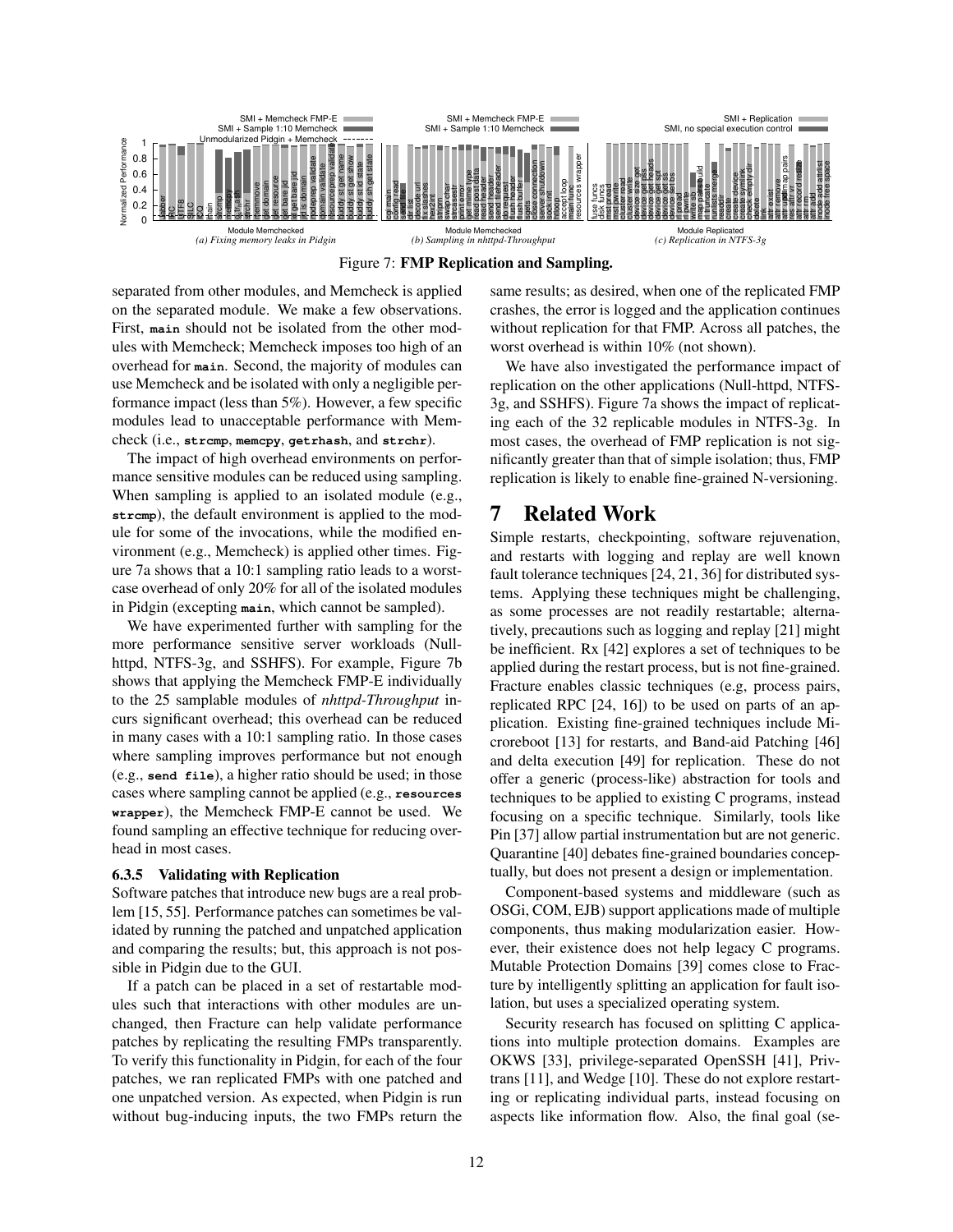Figure 7: **FMP Replication and Sampling.**

separated from other modules, and Memcheck is applied on the separated module. We make a few observations. First, **main** should not be isolated from the other modules with Memcheck; Memcheck imposes too high of an overhead for **main**. Second, the majority of modules can use Memcheck and be isolated with only a negligible performance impact (less than 5%). However, a few specific modules lead to unacceptable performance with Memcheck (i.e., **strcmp**, **memcpy**, **getrhash**, and **strchr**).

The impact of high overhead environments on performance sensitive modules can be reduced using sampling. When sampling is applied to an isolated module (e.g., **strcmp**), the default environment is applied to the module for some of the invocations, while the modified environment (e.g., Memcheck) is applied other times. Figure 7a shows that a 10:1 sampling ratio leads to a worst-case overhead of only 20% for all of the isolated modules in Pidgin (excepting **main**, which cannot be sampled).

We have experimented further with sampling for the more performance sensitive server workloads (Null-httpd, NTFS-3g, and SSHFS). For example, Figure 7b shows that applying the Memcheck FMP-E individually to the 25 samplable modules of *nhttpd-Throughput* incurs significant overhead; this overhead can be reduced in many cases with a 10:1 sampling ratio. In those cases where sampling improves performance but not enough (e.g., **send file**), a higher ratio should be used; in those cases where sampling cannot be applied (e.g., **resources wrapper**), the Memcheck FMP-E cannot be used. We found sampling an effective technique for reducing overhead in most cases.

#### 6.3.5 Validating with Replication

Software patches that introduce new bugs are a real problem [15, 55]. Performance patches can sometimes be validated by running the patched and unpatched application and comparing the results; but, this approach is not possible in Pidgin due to the GUI.

If a patch can be placed in a set of restartable modules such that interactions with other modules are unchanged, then Fracture can help validate performance patches by replicating the resulting FMPs transparently. To verify this functionality in Pidgin, for each of the four patches, we ran replicated FMPs with one patched and one unpatched version. As expected, when Pidgin is run without bug-inducing inputs, the two FMPs return the same results; as desired, when one of the replicated FMP crashes, the error is logged and the application continues without replication for that FMP. Across all patches, the worst overhead is within 10% (not shown).

We have also investigated the performance impact of replication on the other applications (Null-httpd, NTFS-3g, and SSHFS). Figure 7a shows the impact of replicating each of the 32 replicable modules in NTFS-3g. In most cases, the overhead of FMP replication is not significantly greater than that of simple isolation; thus, FMP replication is likely to enable fine-grained N-versioning.

## 7 Related Work

Simple restarts, checkpointing, software rejuvenation, and restarts with logging and replay are well known fault tolerance techniques [24, 21, 36] for distributed systems. Applying these techniques might be challenging, as some processes are not readily restartable; alternatively, precautions such as logging and replay [21] might be inefficient. Rx [42] explores a set of techniques to be applied during the restart process, but is not fine-grained. Fracture enables classic techniques (e.g, process pairs, replicated RPC [24, 16]) to be used on parts of an application. Existing fine-grained techniques include Microreboot [13] for restarts, and Band-aid Patching [46] and delta execution [49] for replication. These do not offer a generic (process-like) abstraction for tools and techniques to be applied to existing C programs, instead focusing on a specific technique. Similarly, tools like Pin [37] allow partial instrumentation but are not generic. Quarantine [40] debates fine-grained boundaries conceptually, but does not present a design or implementation.

Component-based systems and middleware (such as OSGi, COM, EJB) support applications made of multiple components, thus making modularization easier. However, their existence does not help legacy C programs. Mutable Protection Domains [39] comes close to Fracture by intelligently splitting an application for fault isolation, but uses a specialized operating system.

Security research has focused on splitting C applications into multiple protection domains. Examples are OKWS [33], privilege-separated OpenSSH [41], Privtrans [11], and Wedge [10]. These do not explore restarting or replicating individual parts, instead focusing on aspects like information flow. Also, the final goal (se-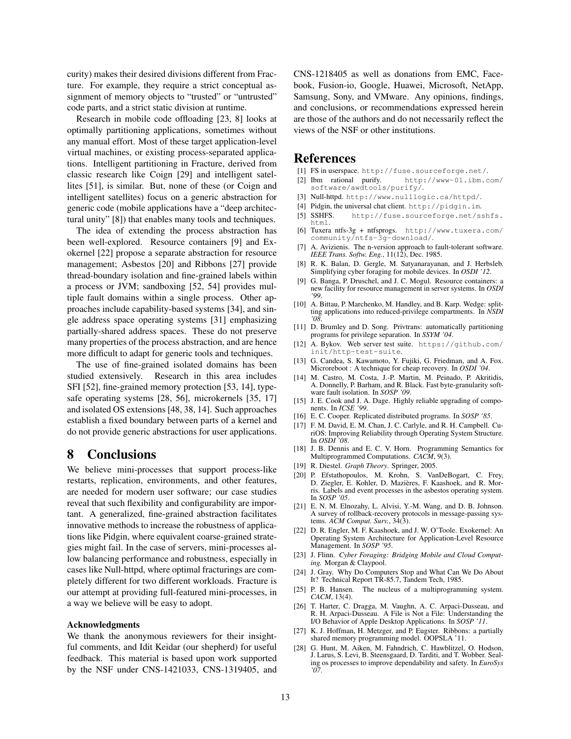curity) makes their desired divisions different from Fracture. For example, they require a strict conceptual assignment of memory objects to "trusted" or "untrusted" code parts, and a strict static division at runtime.

Research in mobile code offloading [23, 8] looks at optimally partitioning applications, sometimes without any manual effort. Most of these target application-level virtual machines, or existing process-separated applications. Intelligent partitioning in Fracture, derived from classic research like Coign [29] and intelligent satellites [51], is similar. But, none of these (or Coign and intelligent satellites) focus on a generic abstraction for generic code (mobile applications have a "deep architectural unity" [8]) that enables many tools and techniques.

The idea of extending the process abstraction has been well-explored. Resource containers [9] and Exokernel [22] propose a separate abstraction for resource management; Asbestos [20] and Ribbons [27] provide thread-boundary isolation and fine-grained labels within a process or JVM; sandboxing [52, 54] provides multiple fault domains within a single process. Other approaches include capability-based systems [34], and single address space operating systems [31] emphasizing partially-shared address spaces. These do not preserve many properties of the process abstraction, and are hence more difficult to adapt for generic tools and techniques.

The use of fine-grained isolated domains has been studied extensively. Research in this area includes SFI [52], fine-grained memory protection [53, 14], type-safe operating systems [28, 56], microkernels [35, 17] and isolated OS extensions [48, 38, 14]. Such approaches establish a fixed boundary between parts of a kernel and do not provide generic abstractions for user applications.

# 8 Conclusions

We believe mini-processes that support process-like restarts, replication, environments, and other features, are needed for modern user software; our case studies reveal that such flexibility and configurability are important. A generalized, fine-grained abstraction facilitates innovative methods to increase the robustness of applications like Pidgin, where equivalent coarse-grained strategies might fail. In the case of servers, mini-processes allow balancing performance and robustness, especially in cases like Null-httpd, where optimal fracturings are completely different for two different workloads. Fracture is our attempt at providing full-featured mini-processes, in a way we believe will be easy to adopt.

### Acknowledgments

We thank the anonymous reviewers for their insightful comments, and Idit Keidar (our shepherd) for useful feedback. This material is based upon work supported by the NSF under CNS-1421033, CNS-1319405, and CNS-1218405 as well as donations from EMC, Facebook, Fusion-io, Google, Huawei, Microsoft, NetApp, Samsung, Sony, and VMware. Any opinions, findings, and conclusions, or recommendations expressed herein are those of the authors and do not necessarily reflect the views of the NSF or other institutions.

# References

[1] FS in userspace. `http://fuse.sourceforge.net/`.

[2] Ibm rational purify. `http://www-01.ibm.com/software/awdtools/purify/`.

[3] Null-httpd. `http://www.nulllogic.ca/httpd/`.

[4] Pidgin, the universal chat client. `http://pidgin.im`.

[5] SSHFS. `http://fuse.sourceforge.net/sshfs.html`.

[6] Tuxera ntfs-3g + ntfsprogs. `http://www.tuxera.com/community/ntfs-3g-download/`.

[7] A. Avizienis. The n-version approach to fault-tolerant software. *IEEE Trans. Softw. Eng.*, 11(12), Dec. 1985.

[8] R. K. Balan, D. Gergle, M. Satyanarayanan, and J. Herbsleb. Simplifying cyber foraging for mobile devices. In *OSDI '12*.

[9] G. Banga, P. Druschel, and J. C. Mogul. Resource containers: a new facility for resource management in server systems. In *OSDI '99*.

[10] A. Bittau, P. Marchenko, M. Handley, and B. Karp. Wedge: splitting applications into reduced-privilege compartments. In *NSDI '08*.

[11] D. Brumley and D. Song. Privtrans: automatically partitioning programs for privilege separation. In *SSYM '04*.

[12] A. Bykov. Web server test suite. `https://github.com/init/http-test-suite`.

[13] G. Candea, S. Kawamoto, Y. Fujiki, G. Friedman, and A. Fox. Microreboot : A technique for cheap recovery. In *OSDI '04*.

[14] M. Castro, M. Costa, J.-P. Martin, M. Peinado, P. Akritidis, A. Donnelly, P. Barham, and R. Black. Fast byte-granularity software fault isolation. In *SOSP '09*.

[15] J. E. Cook and J. A. Dage. Highly reliable upgrading of components. In *ICSE '99*.

[16] E. C. Cooper. Replicated distributed programs. In *SOSP '85*.

[17] F. M. David, E. M. Chan, J. C. Carlyle, and R. H. Campbell. CuriOS: Improving Reliability through Operating System Structure. In *OSDI '08*.

[18] J. B. Dennis and E. C. V. Horn. Programming Semantics for Multiprogrammed Computations. *CACM*, 9(3).

[19] R. Diestel. *Graph Theory*. Springer, 2005.

[20] P. Efstathopoulos, M. Krohn, S. VanDeBogart, C. Frey, D. Ziegler, E. Kohler, D. Mazières, F. Kaashoek, and R. Morris. Labels and event processes in the asbestos operating system. In *SOSP '05*.

[21] E. N. M. Elnozahy, L. Alvisi, Y.-M. Wang, and D. B. Johnson. A survey of rollback-recovery protocols in message-passing systems. *ACM Comput. Surv.*, 34(3).

[22] D. R. Engler, M. F. Kaashoek, and J. W. O'Toole. Exokernel: An Operating System Architecture for Application-Level Resource Management. In *SOSP '95*.

[23] J. Flinn. *Cyber Foraging: Bridging Mobile and Cloud Computing.* Morgan & Claypool.

[24] J. Gray. Why Do Computers Stop and What Can We Do About It? Technical Report TR-85.7, Tandem Tech, 1985.

[25] P. B. Hansen. The nucleus of a multiprogramming system. *CACM*, 13(4).

[26] T. Harter, C. Dragga, M. Vaughn, A. C. Arpaci-Dusseau, and R. H. Arpaci-Dusseau. A File is Not a File: Understanding the I/O Behavior of Apple Desktop Applications. In *SOSP '11*.

[27] K. J. Hoffman, H. Metzger, and P. Eugster. Ribbons: a partially shared memory programming model. OOPSLA '11.

[28] G. Hunt, M. Aiken, M. Fahndrich, C. Hawblitzel, O. Hodson, J. Larus, S. Levi, B. Steensgaard, D. Tarditi, and T. Wobber. Sealing os processes to improve dependability and safety. In *EuroSys '07*.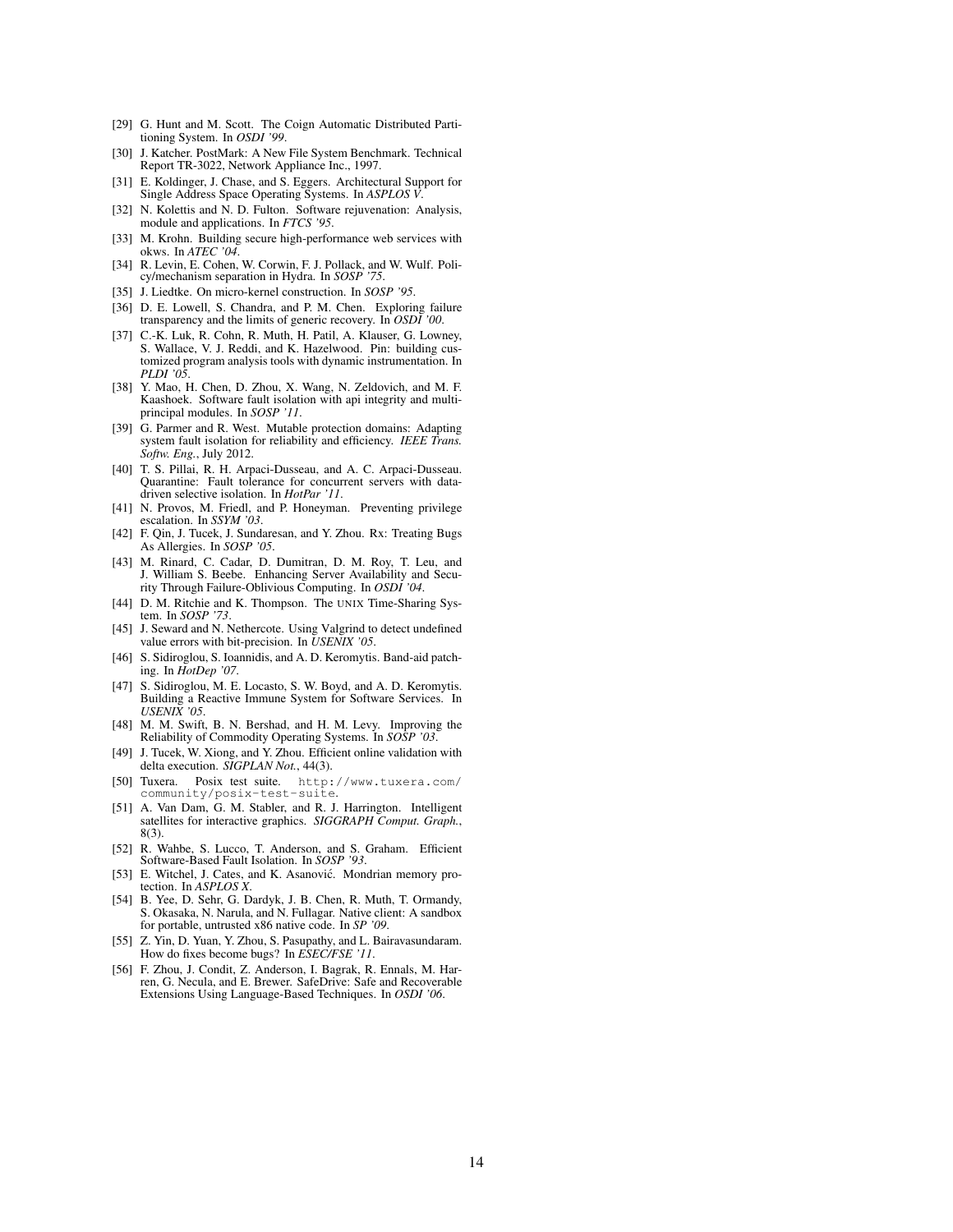[29] G. Hunt and M. Scott. The Coign Automatic Distributed Partitioning System. In *OSDI '99*.

[30] J. Katcher. PostMark: A New File System Benchmark. Technical Report TR-3022, Network Appliance Inc., 1997.

[31] E. Koldinger, J. Chase, and S. Eggers. Architectural Support for Single Address Space Operating Systems. In *ASPLOS V*.

[32] N. Kolettis and N. D. Fulton. Software rejuvenation: Analysis, module and applications. In *FTCS '95*.

[33] M. Krohn. Building secure high-performance web services with okws. In *ATEC '04*.

[34] R. Levin, E. Cohen, W. Corwin, F. J. Pollack, and W. Wulf. Policy/mechanism separation in Hydra. In *SOSP '75*.

[35] J. Liedtke. On micro-kernel construction. In *SOSP '95*.

[36] D. E. Lowell, S. Chandra, and P. M. Chen. Exploring failure transparency and the limits of generic recovery. In *OSDI '00*.

[37] C.-K. Luk, R. Cohn, R. Muth, H. Patil, A. Klauser, G. Lowney, S. Wallace, V. J. Reddi, and K. Hazelwood. Pin: building customized program analysis tools with dynamic instrumentation. In *PLDI '05*.

[38] Y. Mao, H. Chen, D. Zhou, X. Wang, N. Zeldovich, and M. F. Kaashoek. Software fault isolation with api integrity and multi-principal modules. In *SOSP '11*.

[39] G. Parmer and R. West. Mutable protection domains: Adapting system fault isolation for reliability and efficiency. *IEEE Trans. Softw. Eng.*, July 2012.

[40] T. S. Pillai, R. H. Arpaci-Dusseau, and A. C. Arpaci-Dusseau. Quarantine: Fault tolerance for concurrent servers with data-driven selective isolation. In *HotPar '11*.

[41] N. Provos, M. Friedl, and P. Honeyman. Preventing privilege escalation. In *SSYM '03*.

[42] F. Qin, J. Tucek, J. Sundaresan, and Y. Zhou. Rx: Treating Bugs As Allergies. In *SOSP '05*.

[43] M. Rinard, C. Cadar, D. Dumitran, D. M. Roy, T. Leu, and J. William S. Beebe. Enhancing Server Availability and Security Through Failure-Oblivious Computing. In *OSDI '04*.

[44] D. M. Ritchie and K. Thompson. The UNIX Time-Sharing System. In *SOSP '73*.

[45] J. Seward and N. Nethercote. Using Valgrind to detect undefined value errors with bit-precision. In *USENIX '05*.

[46] S. Sidiroglou, S. Ioannidis, and A. D. Keromytis. Band-aid patching. In *HotDep '07*.

[47] S. Sidiroglou, M. E. Locasto, S. W. Boyd, and A. D. Keromytis. Building a Reactive Immune System for Software Services. In *USENIX '05*.

[48] M. M. Swift, B. N. Bershad, and H. M. Levy. Improving the Reliability of Commodity Operating Systems. In *SOSP '03*.

[49] J. Tucek, W. Xiong, and Y. Zhou. Efficient online validation with delta execution. *SIGPLAN Not.*, 44(3).

[50] Tuxera. Posix test suite. `http://www.tuxera.com/community/posix-test-suite`.

[51] A. Van Dam, G. M. Stabler, and R. J. Harrington. Intelligent satellites for interactive graphics. *SIGGRAPH Comput. Graph.*, 8(3).

[52] R. Wahbe, S. Lucco, T. Anderson, and S. Graham. Efficient Software-Based Fault Isolation. In *SOSP '93*.

[53] E. Witchel, J. Cates, and K. Asanović. Mondrian memory protection. In *ASPLOS X*.

[54] B. Yee, D. Sehr, G. Dardyk, J. B. Chen, R. Muth, T. Ormandy, S. Okasaka, N. Narula, and N. Fullagar. Native client: A sandbox for portable, untrusted x86 native code. In *SP '09*.

[55] Z. Yin, D. Yuan, Y. Zhou, S. Pasupathy, and L. Bairavasundaram. How do fixes become bugs? In *ESEC/FSE '11*.

[56] F. Zhou, J. Condit, Z. Anderson, I. Bagrak, R. Ennals, M. Harren, G. Necula, and E. Brewer. SafeDrive: Safe and Recoverable Extensions Using Language-Based Techniques. In *OSDI '06*.